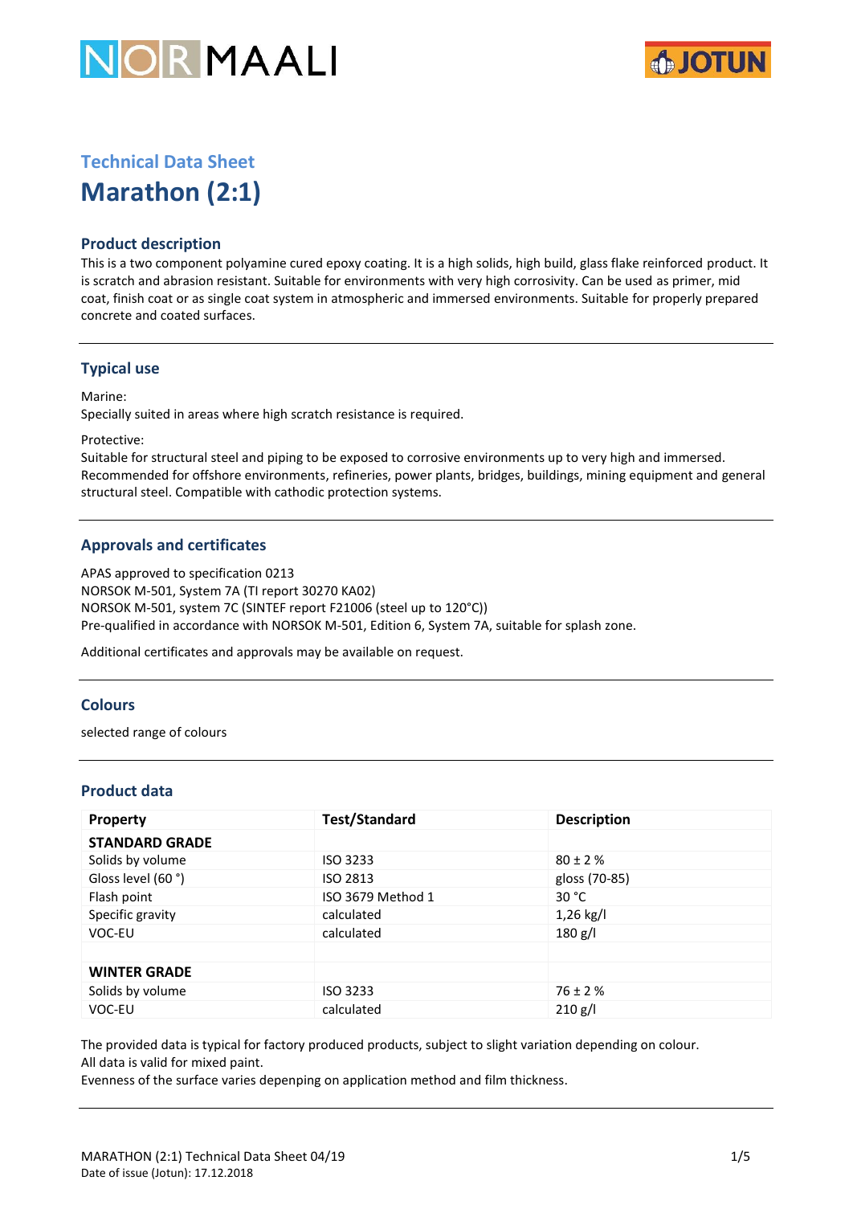Technical Data Sheet

# Marathon (2:1)

## Product description

This is a two component polyamine cured epoxy coating. It is a high solids, high build, glass flake reinforced product. It is scratch and abrasion resistant. Suitable for environments with very high corrosivity. Can be used as primer, mid coat, finish coat or as single coat system in atmospheric and immersed environments. Suitable for properly prepared concrete and coated surfaces.

## Typical use

Marine:
Specially suited in areas where high scratch resistance is required.

Protective:
Suitable for structural steel and piping to be exposed to corrosive environments up to very high and immersed. Recommended for offshore environments, refineries, power plants, bridges, buildings, mining equipment and general structural steel. Compatible with cathodic protection systems.

## Approvals and certificates

APAS approved to specification 0213
NORSOK M-501, System 7A (TI report 30270 KA02)
NORSOK M-501, system 7C (SINTEF report F21006 (steel up to 120°C))
Pre-qualified in accordance with NORSOK M-501, Edition 6, System 7A, suitable for splash zone.

Additional certificates and approvals may be available on request.

## Colours

selected range of colours

## Product data

| Property | Test/Standard | Description |
|---|---|---|
| **STANDARD GRADE** | | |
| Solids by volume | ISO 3233 | 80 ± 2 % |
| Gloss level (60 °) | ISO 2813 | gloss (70-85) |
| Flash point | ISO 3679 Method 1 | 30 °C |
| Specific gravity | calculated | 1,26 kg/l |
| VOC-EU | calculated | 180 g/l |
| | | |
| **WINTER GRADE** | | |
| Solids by volume | ISO 3233 | 76 ± 2 % |
| VOC-EU | calculated | 210 g/l |

The provided data is typical for factory produced products, subject to slight variation depending on colour.
All data is valid for mixed paint.
Evenness of the surface varies depenping on application method and film thickness.

MARATHON (2:1) Technical Data Sheet 04/19
Date of issue (Jotun): 17.12.2018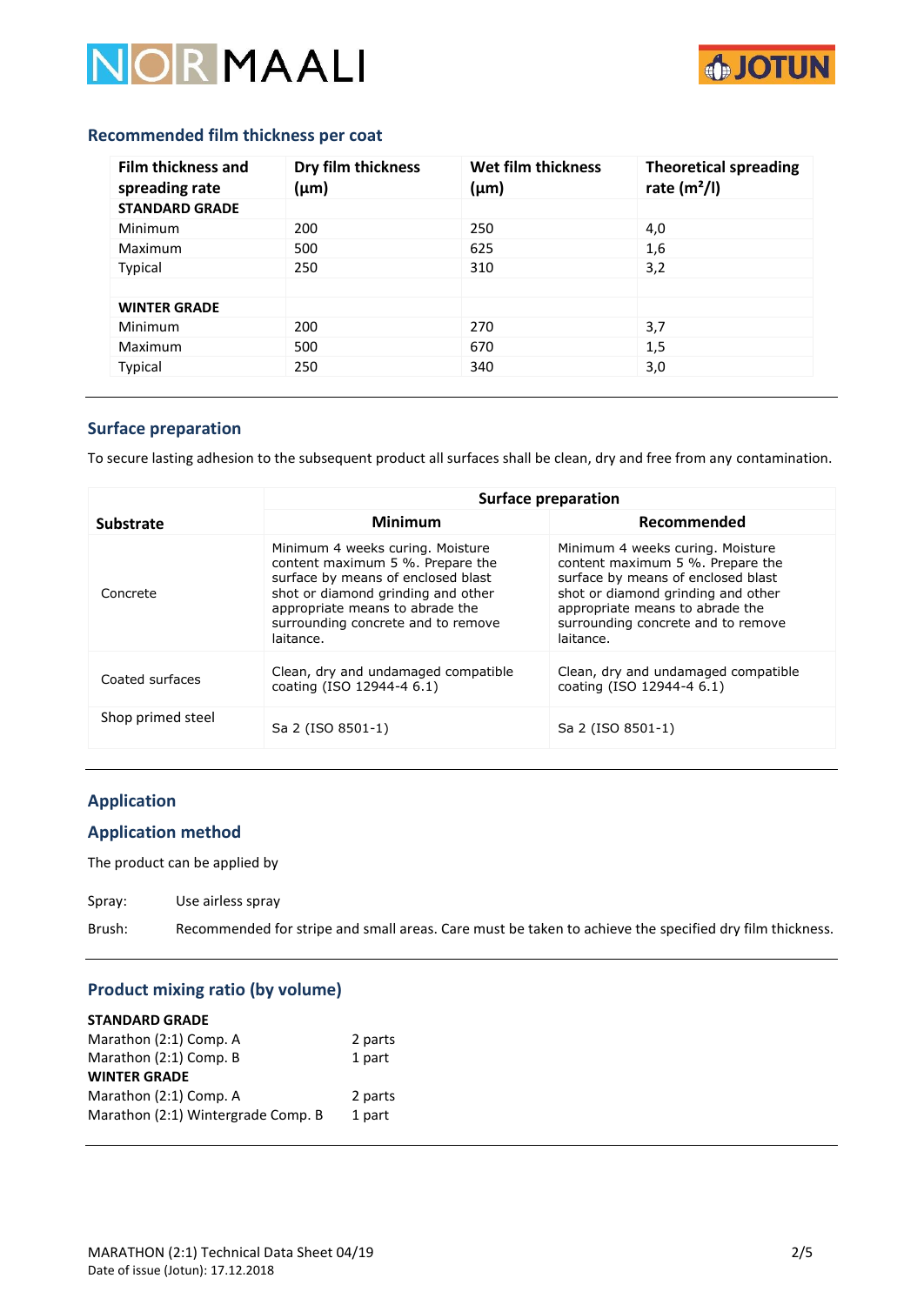## Recommended film thickness per coat

| Film thickness and spreading rate | Dry film thickness (µm) | Wet film thickness (µm) | Theoretical spreading rate (m²/l) |
|---|---|---|---|
| **STANDARD GRADE** | | | |
| Minimum | 200 | 250 | 4,0 |
| Maximum | 500 | 625 | 1,6 |
| Typical | 250 | 310 | 3,2 |
| | | | |
| **WINTER GRADE** | | | |
| Minimum | 200 | 270 | 3,7 |
| Maximum | 500 | 670 | 1,5 |
| Typical | 250 | 340 | 3,0 |

## Surface preparation

To secure lasting adhesion to the subsequent product all surfaces shall be clean, dry and free from any contamination.

| Substrate | Surface preparation | |
|---|---|---|
| | **Minimum** | **Recommended** |
| Concrete | Minimum 4 weeks curing. Moisture content maximum 5 %. Prepare the surface by means of enclosed blast shot or diamond grinding and other appropriate means to abrade the surrounding concrete and to remove laitance. | Minimum 4 weeks curing. Moisture content maximum 5 %. Prepare the surface by means of enclosed blast shot or diamond grinding and other appropriate means to abrade the surrounding concrete and to remove laitance. |
| Coated surfaces | Clean, dry and undamaged compatible coating (ISO 12944-4 6.1) | Clean, dry and undamaged compatible coating (ISO 12944-4 6.1) |
| Shop primed steel | Sa 2 (ISO 8501-1) | Sa 2 (ISO 8501-1) |

## Application

## Application method

The product can be applied by

Spray: Use airless spray

Brush: Recommended for stripe and small areas. Care must be taken to achieve the specified dry film thickness.

## Product mixing ratio (by volume)

**STANDARD GRADE**

| | |
|---|---|
| Marathon (2:1) Comp. A | 2 parts |
| Marathon (2:1) Comp. B | 1 part |

**WINTER GRADE**

| | |
|---|---|
| Marathon (2:1) Comp. A | 2 parts |
| Marathon (2:1) Wintergrade Comp. B | 1 part |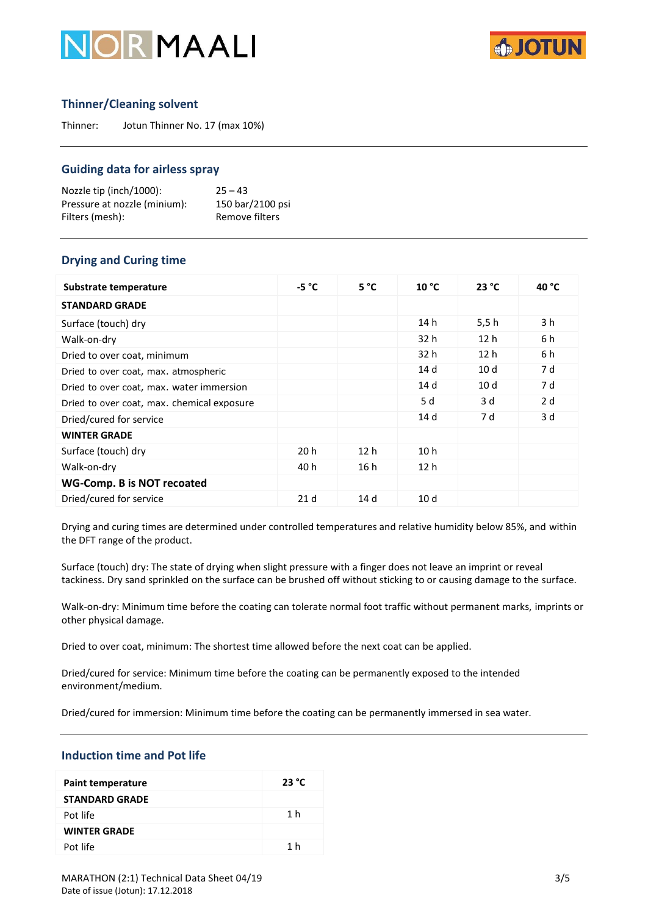## Thinner/Cleaning solvent

Thinner: Jotun Thinner No. 17 (max 10%)

## Guiding data for airless spray

| | |
|---|---|
| Nozzle tip (inch/1000): | 25 – 43 |
| Pressure at nozzle (minium): | 150 bar/2100 psi |
| Filters (mesh): | Remove filters |

## Drying and Curing time

| Substrate temperature | -5 °C | 5 °C | 10 °C | 23 °C | 40 °C |
|---|---|---|---|---|---|
| **STANDARD GRADE** | | | | | |
| Surface (touch) dry | | | 14 h | 5,5 h | 3 h |
| Walk-on-dry | | | 32 h | 12 h | 6 h |
| Dried to over coat, minimum | | | 32 h | 12 h | 6 h |
| Dried to over coat, max. atmospheric | | | 14 d | 10 d | 7 d |
| Dried to over coat, max. water immersion | | | 14 d | 10 d | 7 d |
| Dried to over coat, max. chemical exposure | | | 5 d | 3 d | 2 d |
| Dried/cured for service | | | 14 d | 7 d | 3 d |
| **WINTER GRADE** | | | | | |
| Surface (touch) dry | 20 h | 12 h | 10 h | | |
| Walk-on-dry | 40 h | 16 h | 12 h | | |
| **WG-Comp. B is NOT recoated** | | | | | |
| Dried/cured for service | 21 d | 14 d | 10 d | | |

Drying and curing times are determined under controlled temperatures and relative humidity below 85%, and within the DFT range of the product.

Surface (touch) dry: The state of drying when slight pressure with a finger does not leave an imprint or reveal tackiness. Dry sand sprinkled on the surface can be brushed off without sticking to or causing damage to the surface.

Walk-on-dry: Minimum time before the coating can tolerate normal foot traffic without permanent marks, imprints or other physical damage.

Dried to over coat, minimum: The shortest time allowed before the next coat can be applied.

Dried/cured for service: Minimum time before the coating can be permanently exposed to the intended environment/medium.

Dried/cured for immersion: Minimum time before the coating can be permanently immersed in sea water.

## Induction time and Pot life

| Paint temperature | 23 °C |
|---|---|
| **STANDARD GRADE** | |
| Pot life | 1 h |
| **WINTER GRADE** | |
| Pot life | 1 h |

MARATHON (2:1) Technical Data Sheet 04/19
Date of issue (Jotun): 17.12.2018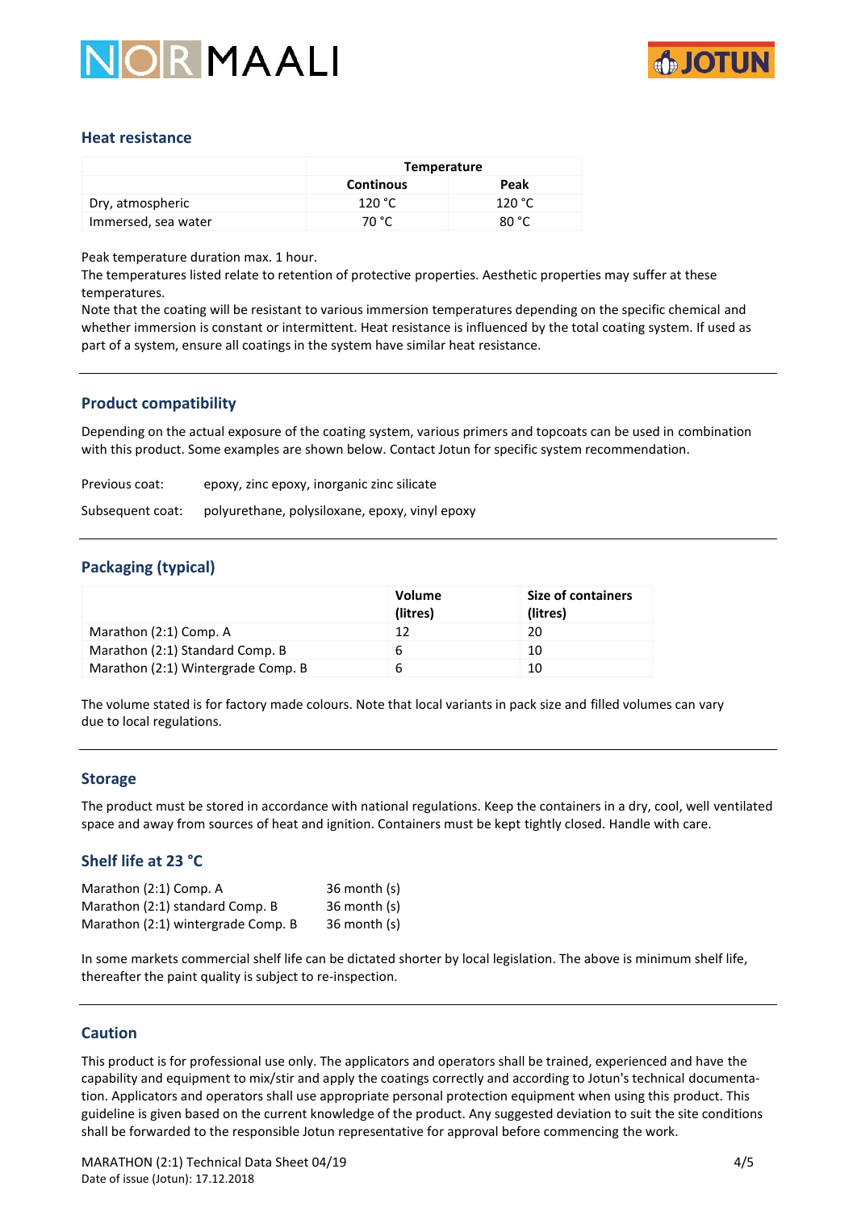## Heat resistance

| | Temperature | |
|---|---|---|
| | Continous | Peak |
| Dry, atmospheric | 120 °C | 120 °C |
| Immersed, sea water | 70 °C | 80 °C |

Peak temperature duration max. 1 hour.
The temperatures listed relate to retention of protective properties. Aesthetic properties may suffer at these temperatures.
Note that the coating will be resistant to various immersion temperatures depending on the specific chemical and whether immersion is constant or intermittent. Heat resistance is influenced by the total coating system. If used as part of a system, ensure all coatings in the system have similar heat resistance.

## Product compatibility

Depending on the actual exposure of the coating system, various primers and topcoats can be used in combination with this product. Some examples are shown below. Contact Jotun for specific system recommendation.

Previous coat: epoxy, zinc epoxy, inorganic zinc silicate

Subsequent coat: polyurethane, polysiloxane, epoxy, vinyl epoxy

## Packaging (typical)

| | Volume (litres) | Size of containers (litres) |
|---|---|---|
| Marathon (2:1) Comp. A | 12 | 20 |
| Marathon (2:1) Standard Comp. B | 6 | 10 |
| Marathon (2:1) Wintergrade Comp. B | 6 | 10 |

The volume stated is for factory made colours. Note that local variants in pack size and filled volumes can vary due to local regulations.

## Storage

The product must be stored in accordance with national regulations. Keep the containers in a dry, cool, well ventilated space and away from sources of heat and ignition. Containers must be kept tightly closed. Handle with care.

## Shelf life at 23 °C

| | |
|---|---|
| Marathon (2:1) Comp. A | 36 month (s) |
| Marathon (2:1) standard Comp. B | 36 month (s) |
| Marathon (2:1) wintergrade Comp. B | 36 month (s) |

In some markets commercial shelf life can be dictated shorter by local legislation. The above is minimum shelf life, thereafter the paint quality is subject to re-inspection.

## Caution

This product is for professional use only. The applicators and operators shall be trained, experienced and have the capability and equipment to mix/stir and apply the coatings correctly and according to Jotun's technical documentation. Applicators and operators shall use appropriate personal protection equipment when using this product. This guideline is given based on the current knowledge of the product. Any suggested deviation to suit the site conditions shall be forwarded to the responsible Jotun representative for approval before commencing the work.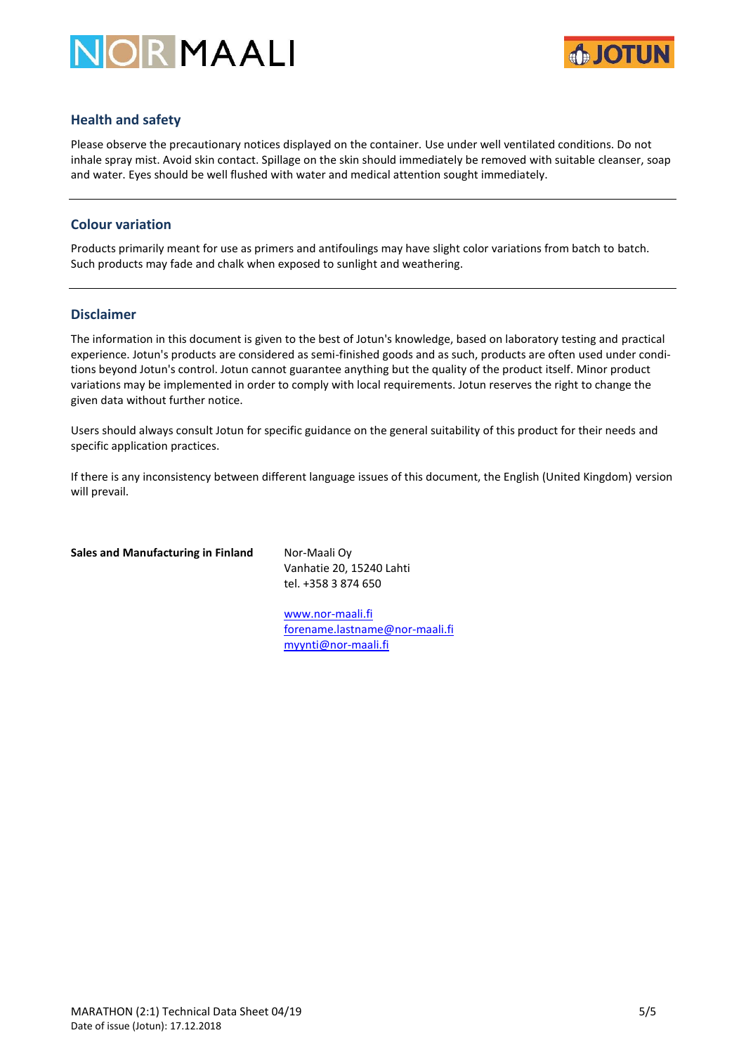## Health and safety

Please observe the precautionary notices displayed on the container. Use under well ventilated conditions. Do not inhale spray mist. Avoid skin contact. Spillage on the skin should immediately be removed with suitable cleanser, soap and water. Eyes should be well flushed with water and medical attention sought immediately.

## Colour variation

Products primarily meant for use as primers and antifoulings may have slight color variations from batch to batch. Such products may fade and chalk when exposed to sunlight and weathering.

## Disclaimer

The information in this document is given to the best of Jotun's knowledge, based on laboratory testing and practical experience. Jotun's products are considered as semi-finished goods and as such, products are often used under conditions beyond Jotun's control. Jotun cannot guarantee anything but the quality of the product itself. Minor product variations may be implemented in order to comply with local requirements. Jotun reserves the right to change the given data without further notice.

Users should always consult Jotun for specific guidance on the general suitability of this product for their needs and specific application practices.

If there is any inconsistency between different language issues of this document, the English (United Kingdom) version will prevail.

**Sales and Manufacturing in Finland**

Nor-Maali Oy
Vanhatie 20, 15240 Lahti
tel. +358 3 874 650

www.nor-maali.fi
forename.lastname@nor-maali.fi
myynti@nor-maali.fi

MARATHON (2:1) Technical Data Sheet 04/19
Date of issue (Jotun): 17.12.2018